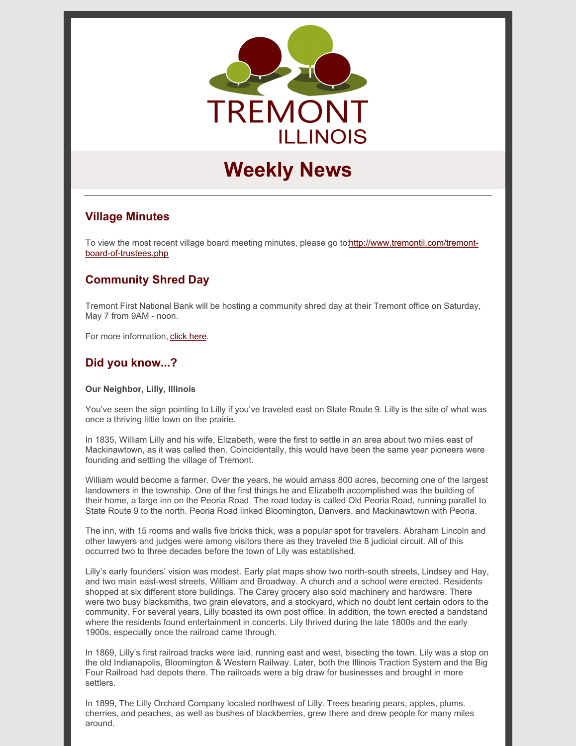# TREMONT ILLINOIS

## Weekly News

---

### Village Minutes

To view the most recent village board meeting minutes, please go to:http://www.tremontil.com/tremont-board-of-trustees.php

### Community Shred Day

Tremont First National Bank will be hosting a community shred day at their Tremont office on Saturday, May 7 from 9AM - noon.

For more information, click here.

### Did you know...?

**Our Neighbor, Lilly, Illinois**

You've seen the sign pointing to Lilly if you've traveled east on State Route 9. Lilly is the site of what was once a thriving little town on the prairie.

In 1835, William Lilly and his wife, Elizabeth, were the first to settle in an area about two miles east of Mackinawtown, as it was called then. Coincidentally, this would have been the same year pioneers were founding and settling the village of Tremont.

William would become a farmer. Over the years, he would amass 800 acres, becoming one of the largest landowners in the township. One of the first things he and Elizabeth accomplished was the building of their home, a large inn on the Peoria Road. The road today is called Old Peoria Road, running parallel to State Route 9 to the north. Peoria Road linked Bloomington, Danvers, and Mackinawtown with Peoria.

The inn, with 15 rooms and walls five bricks thick, was a popular spot for travelers. Abraham Lincoln and other lawyers and judges were among visitors there as they traveled the 8 judicial circuit. All of this occurred two to three decades before the town of Lily was established.

Lilly's early founders' vision was modest. Early plat maps show two north-south streets, Lindsey and Hay, and two main east-west streets, William and Broadway. A church and a school were erected. Residents shopped at six different store buildings. The Carey grocery also sold machinery and hardware. There were two busy blacksmiths, two grain elevators, and a stockyard, which no doubt lent certain odors to the community. For several years, Lilly boasted its own post office. In addition, the town erected a bandstand where the residents found entertainment in concerts. Lily thrived during the late 1800s and the early 1900s, especially once the railroad came through.

In 1869, Lilly's first railroad tracks were laid, running east and west, bisecting the town. Lily was a stop on the old Indianapolis, Bloomington & Western Railway. Later, both the Illinois Traction System and the Big Four Railroad had depots there. The railroads were a big draw for businesses and brought in more settlers.

In 1899, The Lilly Orchard Company located northwest of Lilly. Trees bearing pears, apples, plums. cherries, and peaches, as well as bushes of blackberries, grew there and drew people for many miles around.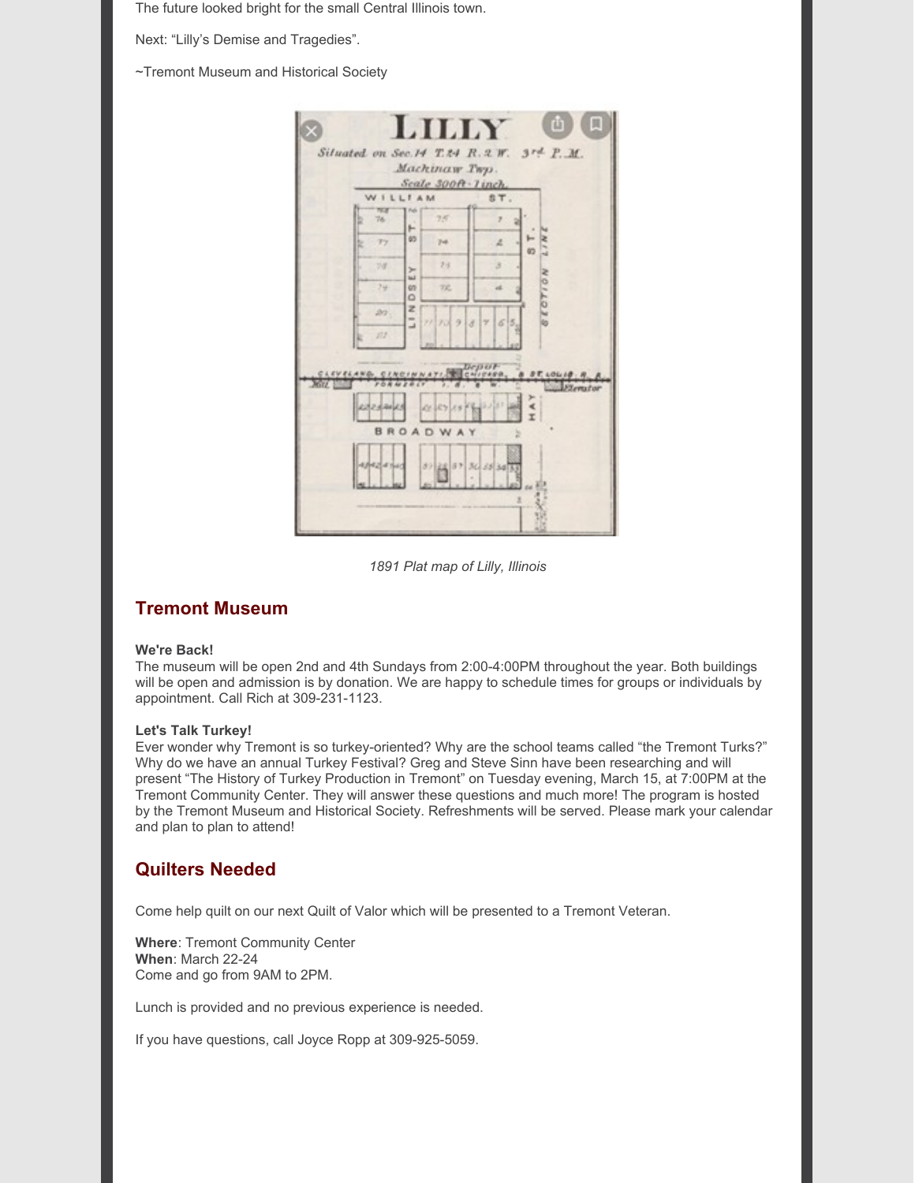The future looked bright for the small Central Illinois town.

Next: "Lilly's Demise and Tragedies".

~Tremont Museum and Historical Society

*1891 Plat map of Lilly, Illinois*

## Tremont Museum

**We're Back!**
The museum will be open 2nd and 4th Sundays from 2:00-4:00PM throughout the year. Both buildings will be open and admission is by donation. We are happy to schedule times for groups or individuals by appointment. Call Rich at 309-231-1123.

**Let's Talk Turkey!**
Ever wonder why Tremont is so turkey-oriented? Why are the school teams called "the Tremont Turks?" Why do we have an annual Turkey Festival? Greg and Steve Sinn have been researching and will present "The History of Turkey Production in Tremont" on Tuesday evening, March 15, at 7:00PM at the Tremont Community Center. They will answer these questions and much more! The program is hosted by the Tremont Museum and Historical Society. Refreshments will be served. Please mark your calendar and plan to plan to attend!

## Quilters Needed

Come help quilt on our next Quilt of Valor which will be presented to a Tremont Veteran.

**Where**: Tremont Community Center
**When**: March 22-24
Come and go from 9AM to 2PM.

Lunch is provided and no previous experience is needed.

If you have questions, call Joyce Ropp at 309-925-5059.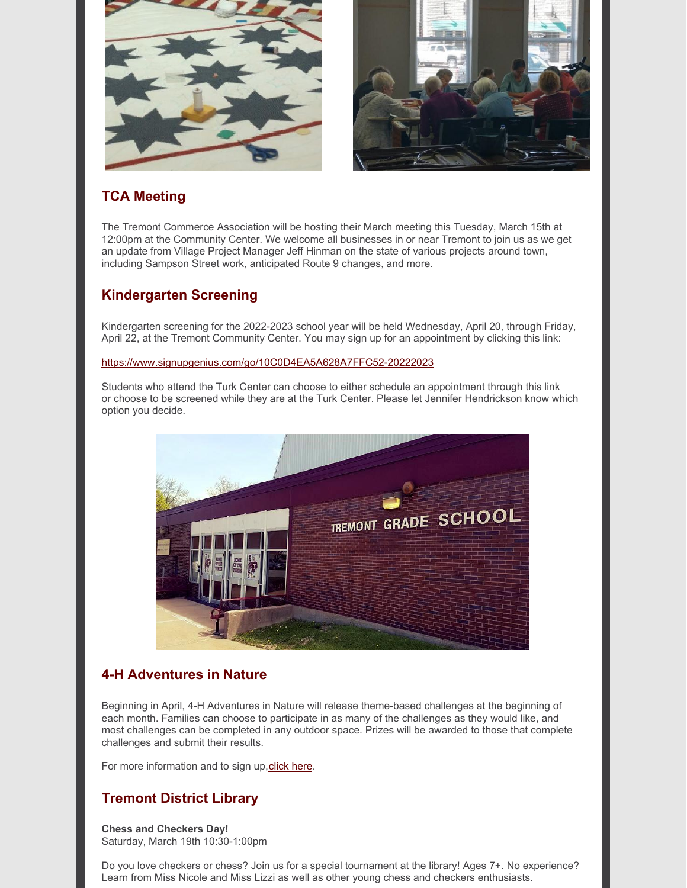## TCA Meeting

The Tremont Commerce Association will be hosting their March meeting this Tuesday, March 15th at 12:00pm at the Community Center. We welcome all businesses in or near Tremont to join us as we get an update from Village Project Manager Jeff Hinman on the state of various projects around town, including Sampson Street work, anticipated Route 9 changes, and more.

## Kindergarten Screening

Kindergarten screening for the 2022-2023 school year will be held Wednesday, April 20, through Friday, April 22, at the Tremont Community Center. You may sign up for an appointment by clicking this link:

https://www.signupgenius.com/go/10C0D4EA5A628A7FFC52-20222023

Students who attend the Turk Center can choose to either schedule an appointment through this link or choose to be screened while they are at the Turk Center. Please let Jennifer Hendrickson know which option you decide.

## 4-H Adventures in Nature

Beginning in April, 4-H Adventures in Nature will release theme-based challenges at the beginning of each month. Families can choose to participate in as many of the challenges as they would like, and most challenges can be completed in any outdoor space. Prizes will be awarded to those that complete challenges and submit their results.

For more information and to sign up, click here.

## Tremont District Library

**Chess and Checkers Day!**
Saturday, March 19th 10:30-1:00pm

Do you love checkers or chess? Join us for a special tournament at the library! Ages 7+. No experience? Learn from Miss Nicole and Miss Lizzi as well as other young chess and checkers enthusiasts.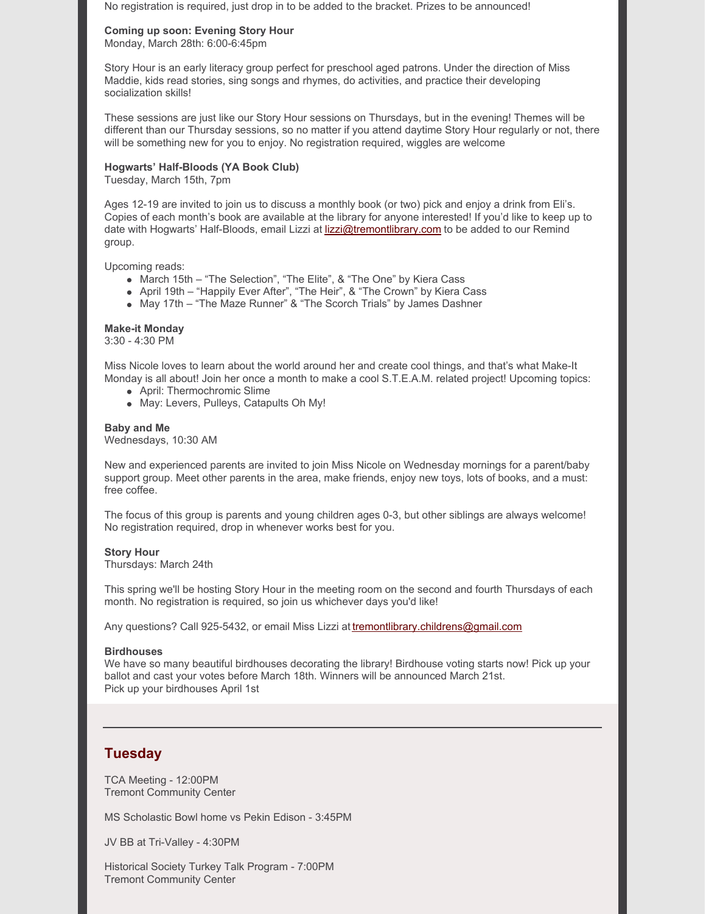No registration is required, just drop in to be added to the bracket. Prizes to be announced!

**Coming up soon: Evening Story Hour**
Monday, March 28th: 6:00-6:45pm

Story Hour is an early literacy group perfect for preschool aged patrons. Under the direction of Miss Maddie, kids read stories, sing songs and rhymes, do activities, and practice their developing socialization skills!

These sessions are just like our Story Hour sessions on Thursdays, but in the evening! Themes will be different than our Thursday sessions, so no matter if you attend daytime Story Hour regularly or not, there will be something new for you to enjoy. No registration required, wiggles are welcome

**Hogwarts' Half-Bloods (YA Book Club)**
Tuesday, March 15th, 7pm

Ages 12-19 are invited to join us to discuss a monthly book (or two) pick and enjoy a drink from Eli's. Copies of each month's book are available at the library for anyone interested! If you'd like to keep up to date with Hogwarts' Half-Bloods, email Lizzi at lizzi@tremontlibrary.com to be added to our Remind group.

Upcoming reads:

- March 15th – "The Selection", "The Elite", & "The One" by Kiera Cass
- April 19th – "Happily Ever After", "The Heir", & "The Crown" by Kiera Cass
- May 17th – "The Maze Runner" & "The Scorch Trials" by James Dashner

**Make-it Monday**
3:30 - 4:30 PM

Miss Nicole loves to learn about the world around her and create cool things, and that's what Make-It Monday is all about! Join her once a month to make a cool S.T.E.A.M. related project! Upcoming topics:

- April: Thermochromic Slime
- May: Levers, Pulleys, Catapults Oh My!

**Baby and Me**
Wednesdays, 10:30 AM

New and experienced parents are invited to join Miss Nicole on Wednesday mornings for a parent/baby support group. Meet other parents in the area, make friends, enjoy new toys, lots of books, and a must: free coffee.

The focus of this group is parents and young children ages 0-3, but other siblings are always welcome! No registration required, drop in whenever works best for you.

**Story Hour**
Thursdays: March 24th

This spring we'll be hosting Story Hour in the meeting room on the second and fourth Thursdays of each month. No registration is required, so join us whichever days you'd like!

Any questions? Call 925-5432, or email Miss Lizzi at tremontlibrary.childrens@gmail.com

**Birdhouses**
We have so many beautiful birdhouses decorating the library! Birdhouse voting starts now! Pick up your ballot and cast your votes before March 18th. Winners will be announced March 21st.
Pick up your birdhouses April 1st

---

## Tuesday

TCA Meeting - 12:00PM
Tremont Community Center

MS Scholastic Bowl home vs Pekin Edison - 3:45PM

JV BB at Tri-Valley - 4:30PM

Historical Society Turkey Talk Program - 7:00PM
Tremont Community Center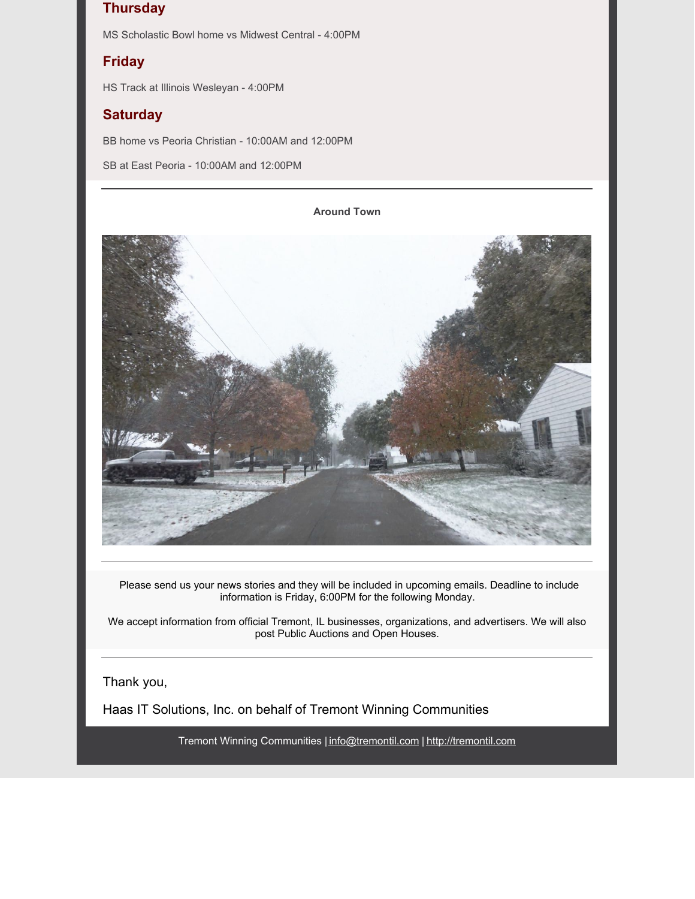### Thursday

MS Scholastic Bowl home vs Midwest Central - 4:00PM

### Friday

HS Track at Illinois Wesleyan - 4:00PM

### Saturday

BB home vs Peoria Christian - 10:00AM and 12:00PM

SB at East Peoria - 10:00AM and 12:00PM

---

**Around Town**

---

Please send us your news stories and they will be included in upcoming emails. Deadline to include information is Friday, 6:00PM for the following Monday.

We accept information from official Tremont, IL businesses, organizations, and advertisers. We will also post Public Auctions and Open Houses.

---

Thank you,

Haas IT Solutions, Inc. on behalf of Tremont Winning Communities

Tremont Winning Communities | info@tremontil.com | http://tremontil.com